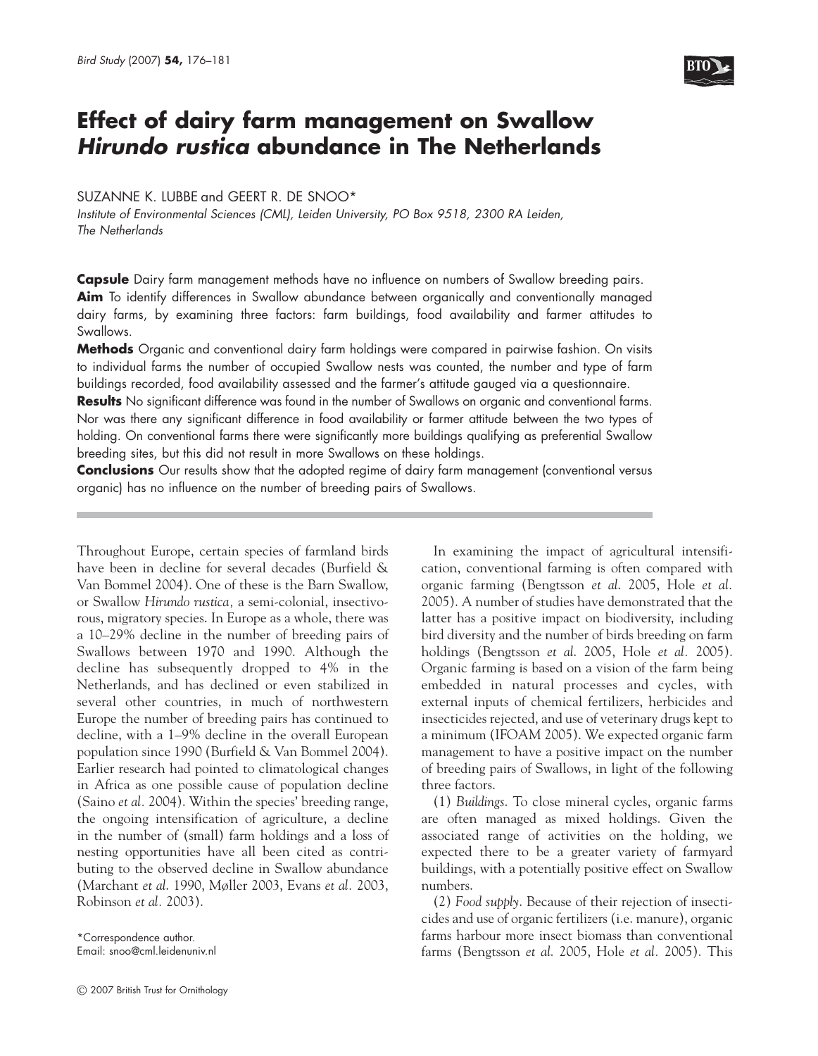# Effect of dairy farm management on Swallow *Hirundo rustica* abundance in The Netherlands

SUZANNE K. LUBBE and GEERT R. DE SNOO*

*Institute of Environmental Sciences (CML), Leiden University, PO Box 9518, 2300 RA Leiden, The Netherlands*

**Capsule** Dairy farm management methods have no influence on numbers of Swallow breeding pairs.

**Aim** To identify differences in Swallow abundance between organically and conventionally managed dairy farms, by examining three factors: farm buildings, food availability and farmer attitudes to Swallows.

**Methods** Organic and conventional dairy farm holdings were compared in pairwise fashion. On visits to individual farms the number of occupied Swallow nests was counted, the number and type of farm buildings recorded, food availability assessed and the farmer's attitude gauged via a questionnaire.

**Results** No significant difference was found in the number of Swallows on organic and conventional farms. Nor was there any significant difference in food availability or farmer attitude between the two types of holding. On conventional farms there were significantly more buildings qualifying as preferential Swallow breeding sites, but this did not result in more Swallows on these holdings.

**Conclusions** Our results show that the adopted regime of dairy farm management (conventional versus organic) has no influence on the number of breeding pairs of Swallows.

Throughout Europe, certain species of farmland birds have been in decline for several decades (Burfield & Van Bommel 2004). One of these is the Barn Swallow, or Swallow *Hirundo rustica*, a semi-colonial, insectivorous, migratory species. In Europe as a whole, there was a 10–29% decline in the number of breeding pairs of Swallows between 1970 and 1990. Although the decline has subsequently dropped to 4% in the Netherlands, and has declined or even stabilized in several other countries, in much of northwestern Europe the number of breeding pairs has continued to decline, with a 1–9% decline in the overall European population since 1990 (Burfield & Van Bommel 2004). Earlier research had pointed to climatological changes in Africa as one possible cause of population decline (Saino *et al.* 2004). Within the species' breeding range, the ongoing intensification of agriculture, a decline in the number of (small) farm holdings and a loss of nesting opportunities have all been cited as contributing to the observed decline in Swallow abundance (Marchant *et al.* 1990, Møller 2003, Evans *et al.* 2003, Robinson *et al.* 2003).

In examining the impact of agricultural intensification, conventional farming is often compared with organic farming (Bengtsson *et al.* 2005, Hole *et al.* 2005). A number of studies have demonstrated that the latter has a positive impact on biodiversity, including bird diversity and the number of birds breeding on farm holdings (Bengtsson *et al.* 2005, Hole *et al.* 2005). Organic farming is based on a vision of the farm being embedded in natural processes and cycles, with external inputs of chemical fertilizers, herbicides and insecticides rejected, and use of veterinary drugs kept to a minimum (IFOAM 2005). We expected organic farm management to have a positive impact on the number of breeding pairs of Swallows, in light of the following three factors.

(1) *Buildings*. To close mineral cycles, organic farms are often managed as mixed holdings. Given the associated range of activities on the holding, we expected there to be a greater variety of farmyard buildings, with a potentially positive effect on Swallow numbers.

(2) *Food supply*. Because of their rejection of insecticides and use of organic fertilizers (i.e. manure), organic farms harbour more insect biomass than conventional farms (Bengtsson *et al.* 2005, Hole *et al.* 2005). This

*Correspondence author.
Email: snoo@cml.leidenuniv.nl

© 2007 British Trust for Ornithology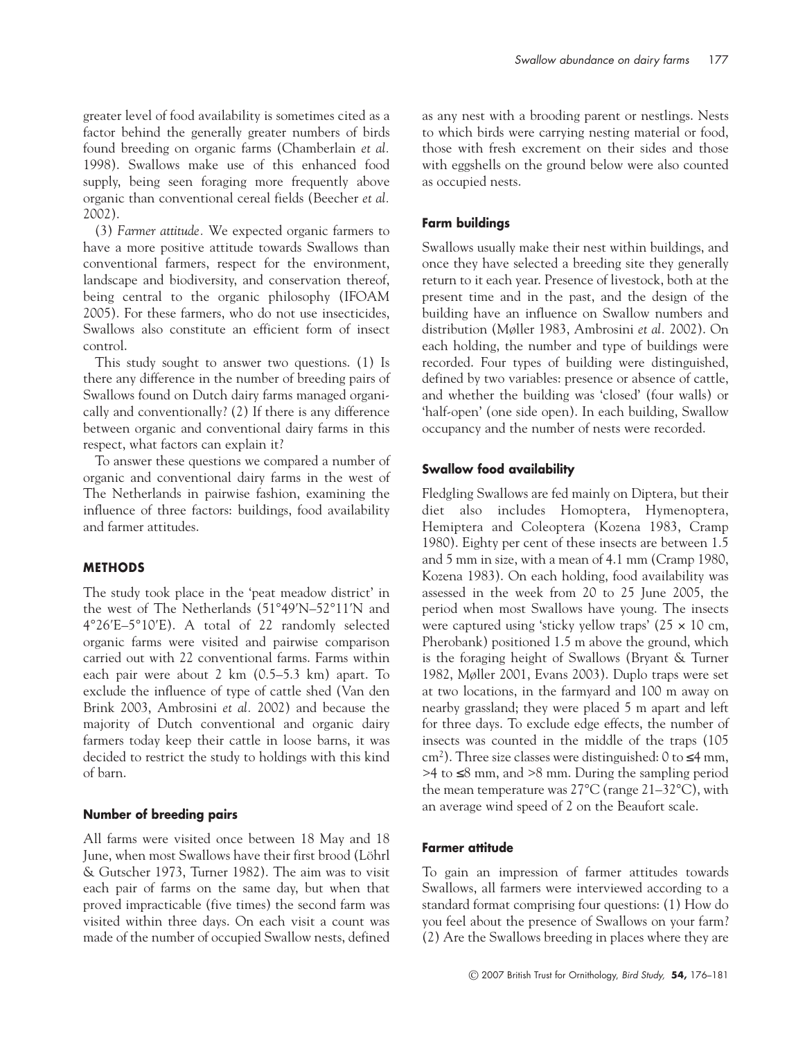greater level of food availability is sometimes cited as a factor behind the generally greater numbers of birds found breeding on organic farms (Chamberlain *et al.* 1998). Swallows make use of this enhanced food supply, being seen foraging more frequently above organic than conventional cereal fields (Beecher *et al.* 2002).

(3) *Farmer attitude.* We expected organic farmers to have a more positive attitude towards Swallows than conventional farmers, respect for the environment, landscape and biodiversity, and conservation thereof, being central to the organic philosophy (IFOAM 2005). For these farmers, who do not use insecticides, Swallows also constitute an efficient form of insect control.

This study sought to answer two questions. (1) Is there any difference in the number of breeding pairs of Swallows found on Dutch dairy farms managed organically and conventionally? (2) If there is any difference between organic and conventional dairy farms in this respect, what factors can explain it?

To answer these questions we compared a number of organic and conventional dairy farms in the west of The Netherlands in pairwise fashion, examining the influence of three factors: buildings, food availability and farmer attitudes.

## METHODS

The study took place in the 'peat meadow district' in the west of The Netherlands (51°49′N–52°11′N and 4°26′E–5°10′E). A total of 22 randomly selected organic farms were visited and pairwise comparison carried out with 22 conventional farms. Farms within each pair were about 2 km (0.5–5.3 km) apart. To exclude the influence of type of cattle shed (Van den Brink 2003, Ambrosini *et al.* 2002) and because the majority of Dutch conventional and organic dairy farmers today keep their cattle in loose barns, it was decided to restrict the study to holdings with this kind of barn.

### Number of breeding pairs

All farms were visited once between 18 May and 18 June, when most Swallows have their first brood (Löhrl & Gutscher 1973, Turner 1982). The aim was to visit each pair of farms on the same day, but when that proved impracticable (five times) the second farm was visited within three days. On each visit a count was made of the number of occupied Swallow nests, defined as any nest with a brooding parent or nestlings. Nests to which birds were carrying nesting material or food, those with fresh excrement on their sides and those with eggshells on the ground below were also counted as occupied nests.

### Farm buildings

Swallows usually make their nest within buildings, and once they have selected a breeding site they generally return to it each year. Presence of livestock, both at the present time and in the past, and the design of the building have an influence on Swallow numbers and distribution (Møller 1983, Ambrosini *et al.* 2002). On each holding, the number and type of buildings were recorded. Four types of building were distinguished, defined by two variables: presence or absence of cattle, and whether the building was 'closed' (four walls) or 'half-open' (one side open). In each building, Swallow occupancy and the number of nests were recorded.

### Swallow food availability

Fledgling Swallows are fed mainly on Diptera, but their diet also includes Homoptera, Hymenoptera, Hemiptera and Coleoptera (Kozena 1983, Cramp 1980). Eighty per cent of these insects are between 1.5 and 5 mm in size, with a mean of 4.1 mm (Cramp 1980, Kozena 1983). On each holding, food availability was assessed in the week from 20 to 25 June 2005, the period when most Swallows have young. The insects were captured using 'sticky yellow traps' ($25 \times 10$ cm, Pherobank) positioned 1.5 m above the ground, which is the foraging height of Swallows (Bryant & Turner 1982, Møller 2001, Evans 2003). Duplo traps were set at two locations, in the farmyard and 100 m away on nearby grassland; they were placed 5 m apart and left for three days. To exclude edge effects, the number of insects was counted in the middle of the traps (105 $cm^2$). Three size classes were distinguished: 0 to ≤4 mm, >4 to ≤8 mm, and >8 mm. During the sampling period the mean temperature was 27°C (range 21–32°C), with an average wind speed of 2 on the Beaufort scale.

### Farmer attitude

To gain an impression of farmer attitudes towards Swallows, all farmers were interviewed according to a standard format comprising four questions: (1) How do you feel about the presence of Swallows on your farm? (2) Are the Swallows breeding in places where they are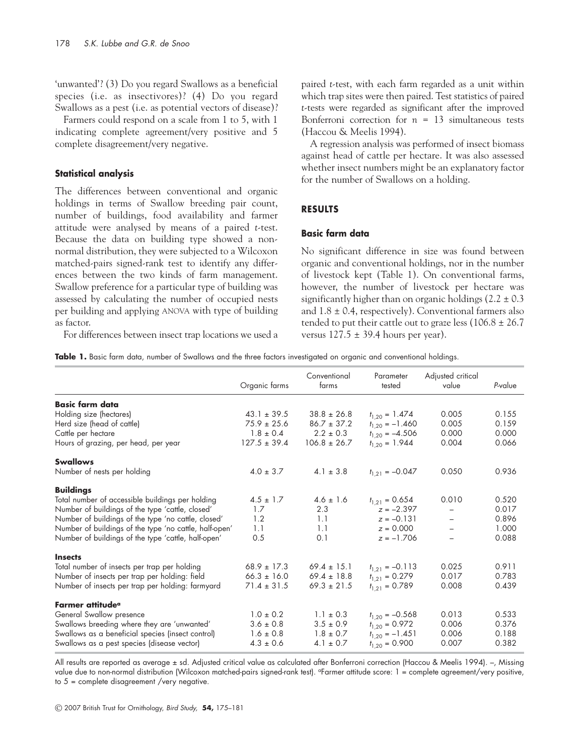'unwanted'? (3) Do you regard Swallows as a beneficial species (i.e. as insectivores)? (4) Do you regard Swallows as a pest (i.e. as potential vectors of disease)?

Farmers could respond on a scale from 1 to 5, with 1 indicating complete agreement/very positive and 5 complete disagreement/very negative.

### Statistical analysis

The differences between conventional and organic holdings in terms of Swallow breeding pair count, number of buildings, food availability and farmer attitude were analysed by means of a paired *t*-test. Because the data on building type showed a non-normal distribution, they were subjected to a Wilcoxon matched-pairs signed-rank test to identify any differences between the two kinds of farm management. Swallow preference for a particular type of building was assessed by calculating the number of occupied nests per building and applying ANOVA with type of building as factor.

For differences between insect trap locations we used a paired *t*-test, with each farm regarded as a unit within which trap sites were then paired. Test statistics of paired *t*-tests were regarded as significant after the improved Bonferroni correction for $n = 13$ simultaneous tests (Haccou & Meelis 1994).

A regression analysis was performed of insect biomass against head of cattle per hectare. It was also assessed whether insect numbers might be an explanatory factor for the number of Swallows on a holding.

## RESULTS

### Basic farm data

No significant difference in size was found between organic and conventional holdings, nor in the number of livestock kept (Table 1). On conventional farms, however, the number of livestock per hectare was significantly higher than on organic holdings (2.2 ± 0.3 and 1.8 ± 0.4, respectively). Conventional farmers also tended to put their cattle out to graze less (106.8 ± 26.7 versus 127.5 ± 39.4 hours per year).

**Table 1.** Basic farm data, number of Swallows and the three factors investigated on organic and conventional holdings.

| | Organic farms | Conventional farms | Parameter tested | Adjusted critical value | *P*-value |
|---|---|---|---|---|---|
| **Basic farm data** | | | | | |
| Holding size (hectares) | 43.1 ± 39.5 | 38.8 ± 26.8 | $t_{1,20} = 1.474$ | 0.005 | 0.155 |
| Herd size (head of cattle) | 75.9 ± 25.6 | 86.7 ± 37.2 | $t_{1,20} = -1.460$ | 0.005 | 0.159 |
| Cattle per hectare | 1.8 ± 0.4 | 2.2 ± 0.3 | $t_{1,20} = -4.506$ | 0.000 | 0.000 |
| Hours of grazing, per head, per year | 127.5 ± 39.4 | 106.8 ± 26.7 | $t_{1,20} = 1.944$ | 0.004 | 0.066 |
| **Swallows** | | | | | |
| Number of nests per holding | 4.0 ± 3.7 | 4.1 ± 3.8 | $t_{1,21} = -0.047$ | 0.050 | 0.936 |
| **Buildings** | | | | | |
| Total number of accessible buildings per holding | 4.5 ± 1.7 | 4.6 ± 1.6 | $t_{1,21} = 0.654$ | 0.010 | 0.520 |
| Number of buildings of the type 'cattle, closed' | 1.7 | 2.3 | $z = -2.397$ | – | 0.017 |
| Number of buildings of the type 'no cattle, closed' | 1.2 | 1.1 | $z = -0.131$ | – | 0.896 |
| Number of buildings of the type 'no cattle, half-open' | 1.1 | 1.1 | $z = 0.000$ | – | 1.000 |
| Number of buildings of the type 'cattle, half-open' | 0.5 | 0.1 | $z = -1.706$ | – | 0.088 |
| **Insects** | | | | | |
| Total number of insects per trap per holding | 68.9 ± 17.3 | 69.4 ± 15.1 | $t_{1,21} = -0.113$ | 0.025 | 0.911 |
| Number of insects per trap per holding: field | 66.3 ± 16.0 | 69.4 ± 18.8 | $t_{1,21} = 0.279$ | 0.017 | 0.783 |
| Number of insects per trap per holding: farmyard | 71.4 ± 31.5 | 69.3 ± 21.5 | $t_{1,21} = 0.789$ | 0.008 | 0.439 |
| **Farmer attitude**[a] | | | | | |
| General Swallow presence | 1.0 ± 0.2 | 1.1 ± 0.3 | $t_{1,20} = -0.568$ | 0.013 | 0.533 |
| Swallows breeding where they are 'unwanted' | 3.6 ± 0.8 | 3.5 ± 0.9 | $t_{1,20} = 0.972$ | 0.006 | 0.376 |
| Swallows as a beneficial species (insect control) | 1.6 ± 0.8 | 1.8 ± 0.7 | $t_{1,20} = -1.451$ | 0.006 | 0.188 |
| Swallows as a pest species (disease vector) | 4.3 ± 0.6 | 4.1 ± 0.7 | $t_{1,20} = 0.900$ | 0.007 | 0.382 |

All results are reported as average ± sd. Adjusted critical value as calculated after Bonferroni correction (Haccou & Meelis 1994). –, Missing value due to non-normal distribution (Wilcoxon matched-pairs signed-rank test). [a]Farmer attitude score: 1 = complete agreement/very positive, to 5 = complete disagreement /very negative.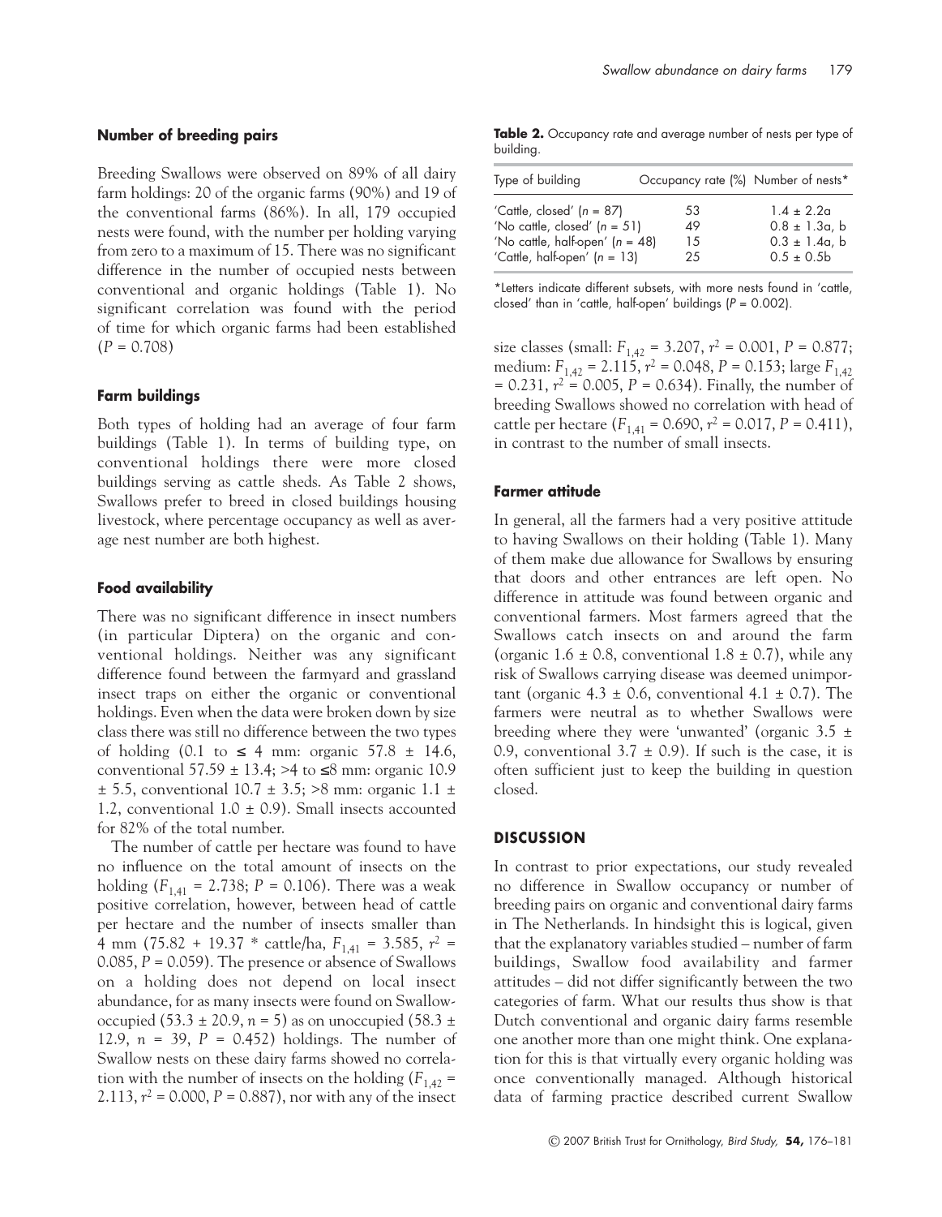### Number of breeding pairs

Breeding Swallows were observed on 89% of all dairy farm holdings: 20 of the organic farms (90%) and 19 of the conventional farms (86%). In all, 179 occupied nests were found, with the number per holding varying from zero to a maximum of 15. There was no significant difference in the number of occupied nests between conventional and organic holdings (Table 1). No significant correlation was found with the period of time for which organic farms had been established ($P = 0.708$)

### Farm buildings

Both types of holding had an average of four farm buildings (Table 1). In terms of building type, on conventional holdings there were more closed buildings serving as cattle sheds. As Table 2 shows, Swallows prefer to breed in closed buildings housing livestock, where percentage occupancy as well as average nest number are both highest.

### Food availability

There was no significant difference in insect numbers (in particular Diptera) on the organic and conventional holdings. Neither was any significant difference found between the farmyard and grassland insect traps on either the organic or conventional holdings. Even when the data were broken down by size class there was still no difference between the two types of holding (0.1 to ≤ 4 mm: organic 57.8 ± 14.6, conventional 57.59 ± 13.4; >4 to ≤8 mm: organic 10.9 ± 5.5, conventional 10.7 ± 3.5; >8 mm: organic 1.1 ± 1.2, conventional 1.0 ± 0.9). Small insects accounted for 82% of the total number.

The number of cattle per hectare was found to have no influence on the total amount of insects on the holding ($F_{1,41} = 2.738$; $P = 0.106$). There was a weak positive correlation, however, between head of cattle per hectare and the number of insects smaller than 4 mm (75.82 + 19.37 * cattle/ha, $F_{1,41} = 3.585$, $r^2 = 0.085$, $P = 0.059$). The presence or absence of Swallows on a holding does not depend on local insect abundance, for as many insects were found on Swallow-occupied (53.3 ± 20.9, $n = 5$) as on unoccupied (58.3 ± 12.9, $n = 39$, $P = 0.452$) holdings. The number of Swallow nests on these dairy farms showed no correlation with the number of insects on the holding ($F_{1,42} = 2.113$, $r^2 = 0.000$, $P = 0.887$), nor with any of the insect size classes (small: $F_{1,42} = 3.207$, $r^2 = 0.001$, $P = 0.877$; medium: $F_{1,42} = 2.115$, $r^2 = 0.048$, $P = 0.153$; large $F_{1,42} = 0.231$, $r^2 = 0.005$, $P = 0.634$). Finally, the number of breeding Swallows showed no correlation with head of cattle per hectare ($F_{1,41} = 0.690$, $r^2 = 0.017$, $P = 0.411$), in contrast to the number of small insects.

**Table 2.** Occupancy rate and average number of nests per type of building.

| Type of building | Occupancy rate (%) | Number of nests* |
|---|---|---|
| 'Cattle, closed' ($n = 87$) | 53 | 1.4 ± 2.2a |
| 'No cattle, closed' ($n = 51$) | 49 | 0.8 ± 1.3a, b |
| 'No cattle, half-open' ($n = 48$) | 15 | 0.3 ± 1.4a, b |
| 'Cattle, half-open' ($n = 13$) | 25 | 0.5 ± 0.5b |

*Letters indicate different subsets, with more nests found in 'cattle, closed' than in 'cattle, half-open' buildings ($P = 0.002$).

### Farmer attitude

In general, all the farmers had a very positive attitude to having Swallows on their holding (Table 1). Many of them make due allowance for Swallows by ensuring that doors and other entrances are left open. No difference in attitude was found between organic and conventional farmers. Most farmers agreed that the Swallows catch insects on and around the farm (organic 1.6 ± 0.8, conventional 1.8 ± 0.7), while any risk of Swallows carrying disease was deemed unimportant (organic 4.3 ± 0.6, conventional 4.1 ± 0.7). The farmers were neutral as to whether Swallows were breeding where they were 'unwanted' (organic 3.5 ± 0.9, conventional 3.7 ± 0.9). If such is the case, it is often sufficient just to keep the building in question closed.

## DISCUSSION

In contrast to prior expectations, our study revealed no difference in Swallow occupancy or number of breeding pairs on organic and conventional dairy farms in The Netherlands. In hindsight this is logical, given that the explanatory variables studied – number of farm buildings, Swallow food availability and farmer attitudes – did not differ significantly between the two categories of farm. What our results thus show is that Dutch conventional and organic dairy farms resemble one another more than one might think. One explanation for this is that virtually every organic holding was once conventionally managed. Although historical data of farming practice described current Swallow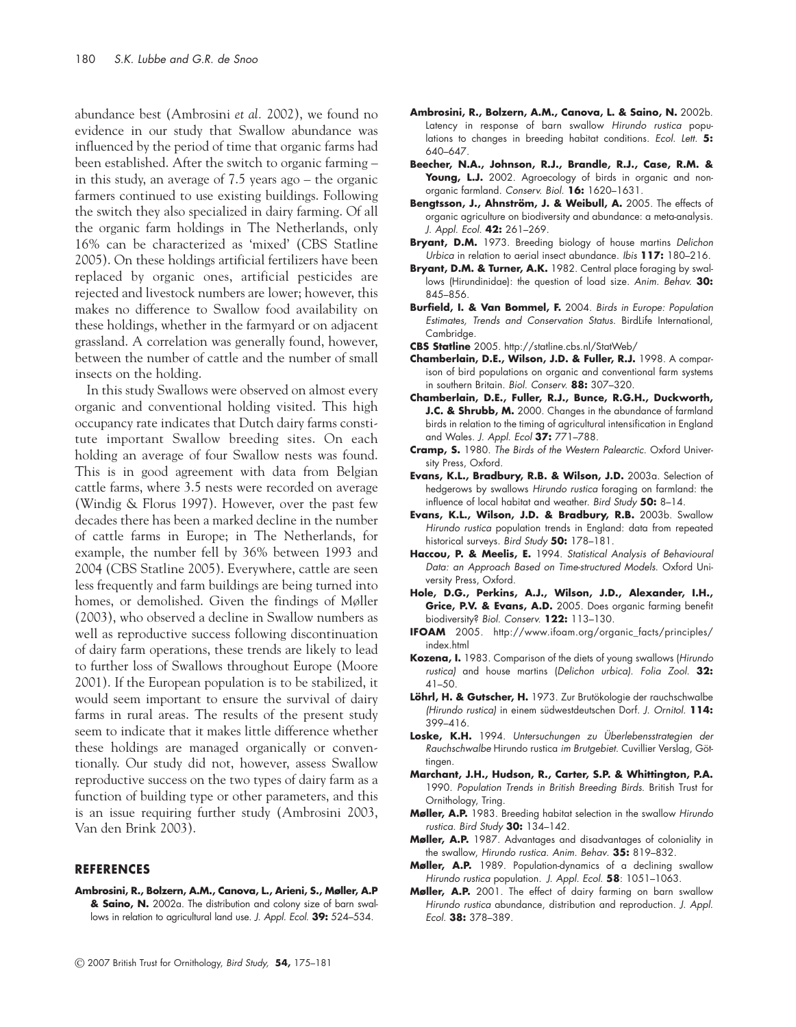abundance best (Ambrosini *et al.* 2002), we found no evidence in our study that Swallow abundance was influenced by the period of time that organic farms had been established. After the switch to organic farming – in this study, an average of 7.5 years ago – the organic farmers continued to use existing buildings. Following the switch they also specialized in dairy farming. Of all the organic farm holdings in The Netherlands, only 16% can be characterized as 'mixed' (CBS Statline 2005). On these holdings artificial fertilizers have been replaced by organic ones, artificial pesticides are rejected and livestock numbers are lower; however, this makes no difference to Swallow food availability on these holdings, whether in the farmyard or on adjacent grassland. A correlation was generally found, however, between the number of cattle and the number of small insects on the holding.

In this study Swallows were observed on almost every organic and conventional holding visited. This high occupancy rate indicates that Dutch dairy farms constitute important Swallow breeding sites. On each holding an average of four Swallow nests was found. This is in good agreement with data from Belgian cattle farms, where 3.5 nests were recorded on average (Windig & Florus 1997). However, over the past few decades there has been a marked decline in the number of cattle farms in Europe; in The Netherlands, for example, the number fell by 36% between 1993 and 2004 (CBS Statline 2005). Everywhere, cattle are seen less frequently and farm buildings are being turned into homes, or demolished. Given the findings of Møller (2003), who observed a decline in Swallow numbers as well as reproductive success following discontinuation of dairy farm operations, these trends are likely to lead to further loss of Swallows throughout Europe (Moore 2001). If the European population is to be stabilized, it would seem important to ensure the survival of dairy farms in rural areas. The results of the present study seem to indicate that it makes little difference whether these holdings are managed organically or conventionally. Our study did not, however, assess Swallow reproductive success on the two types of dairy farm as a function of building type or other parameters, and this is an issue requiring further study (Ambrosini 2003, Van den Brink 2003).

## REFERENCES

**Ambrosini, R., Bolzern, A.M., Canova, L., Arieni, S., Møller, A.P & Saino, N.** 2002a. The distribution and colony size of barn swallows in relation to agricultural land use. *J. Appl. Ecol.* **39:** 524–534.

**Ambrosini, R., Bolzern, A.M., Canova, L. & Saino, N.** 2002b. Latency in response of barn swallow *Hirundo rustica* populations to changes in breeding habitat conditions. *Ecol. Lett.* **5:** 640–647.

**Beecher, N.A., Johnson, R.J., Brandle, R.J., Case, R.M. & Young, L.J.** 2002. Agroecology of birds in organic and nonorganic farmland. *Conserv. Biol.* **16:** 1620–1631.

**Bengtsson, J., Ahnström, J. & Weibull, A.** 2005. The effects of organic agriculture on biodiversity and abundance: a meta-analysis. *J. Appl. Ecol.* **42:** 261–269.

**Bryant, D.M.** 1973. Breeding biology of house martins *Delichon Urbica* in relation to aerial insect abundance. *Ibis* **117:** 180–216.

**Bryant, D.M. & Turner, A.K.** 1982. Central place foraging by swallows (Hirundinidae): the question of load size. *Anim. Behav.* **30:** 845–856.

**Burfield, I. & Van Bommel, F.** 2004. *Birds in Europe: Population Estimates, Trends and Conservation Status.* BirdLife International, Cambridge.

**CBS Statline** 2005. http://statline.cbs.nl/StatWeb/

**Chamberlain, D.E., Wilson, J.D. & Fuller, R.J.** 1998. A comparison of bird populations on organic and conventional farm systems in southern Britain. *Biol. Conserv.* **88:** 307–320.

**Chamberlain, D.E., Fuller, R.J., Bunce, R.G.H., Duckworth, J.C. & Shrubb, M.** 2000. Changes in the abundance of farmland birds in relation to the timing of agricultural intensification in England and Wales. *J. Appl. Ecol* **37:** 771–788.

**Cramp, S.** 1980. *The Birds of the Western Palearctic.* Oxford University Press, Oxford.

**Evans, K.L., Bradbury, R.B. & Wilson, J.D.** 2003a. Selection of hedgerows by swallows *Hirundo rustica* foraging on farmland: the influence of local habitat and weather. *Bird Study* **50:** 8–14.

**Evans, K.L., Wilson, J.D. & Bradbury, R.B.** 2003b. Swallow *Hirundo rustica* population trends in England: data from repeated historical surveys. *Bird Study* **50:** 178–181.

**Haccou, P. & Meelis, E.** 1994. *Statistical Analysis of Behavioural Data: an Approach Based on Time-structured Models.* Oxford University Press, Oxford.

**Hole, D.G., Perkins, A.J., Wilson, J.D., Alexander, I.H., Grice, P.V. & Evans, A.D.** 2005. Does organic farming benefit biodiversity? *Biol. Conserv.* **122:** 113–130.

**IFOAM** 2005. http://www.ifoam.org/organic_facts/principles/index.html

**Kozena, I.** 1983. Comparison of the diets of young swallows (*Hirundo rustica*) and house martins (*Delichon urbica*). *Folia Zool.* **32:** 41–50.

**Löhrl, H. & Gutscher, H.** 1973. Zur Brutökologie der rauchschwalbe *(Hirundo rustica)* in einem südwestdeutschen Dorf. *J. Ornitol.* **114:** 399–416.

**Loske, K.H.** 1994. *Untersuchungen zu Überlebensstrategien der Rauchschwalbe* Hirundo rustica *im Brutgebiet.* Cuvillier Verslag, Göttingen.

**Marchant, J.H., Hudson, R., Carter, S.P. & Whittington, P.A.** 1990. *Population Trends in British Breeding Birds.* British Trust for Ornithology, Tring.

**Møller, A.P.** 1983. Breeding habitat selection in the swallow *Hirundo rustica. Bird Study* **30:** 134–142.

**Møller, A.P.** 1987. Advantages and disadvantages of coloniality in the swallow, *Hirundo rustica. Anim. Behav.* **35:** 819–832.

**Møller, A.P.** 1989. Population-dynamics of a declining swallow *Hirundo rustica* population. *J. Appl. Ecol.* **58**: 1051–1063.

**Møller, A.P.** 2001. The effect of dairy farming on barn swallow *Hirundo rustica* abundance, distribution and reproduction. *J. Appl. Ecol.* **38:** 378–389.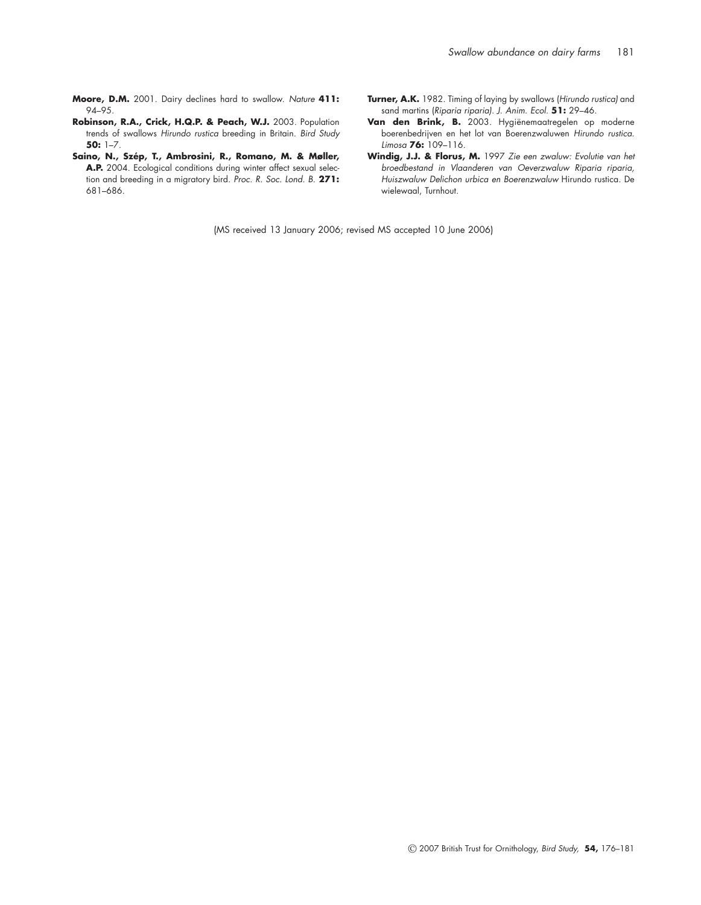**Moore, D.M.** 2001. Dairy declines hard to swallow. *Nature* **411:** 94–95.

**Robinson, R.A., Crick, H.Q.P. & Peach, W.J.** 2003. Population trends of swallows *Hirundo rustica* breeding in Britain. *Bird Study* **50:** 1–7.

**Saino, N., Szép, T., Ambrosini, R., Romano, M. & Møller, A.P.** 2004. Ecological conditions during winter affect sexual selection and breeding in a migratory bird. *Proc. R. Soc. Lond. B.* **271:** 681–686.

**Turner, A.K.** 1982. Timing of laying by swallows (*Hirundo rustica)* and sand martins (*Riparia riparia). J. Anim. Ecol.* **51:** 29–46.

**Van den Brink, B.** 2003. Hygiënemaatregelen op moderne boerenbedrijven en het lot van Boerenzwaluwen *Hirundo rustica. Limosa* **76:** 109–116.

**Windig, J.J. & Florus, M.** 1997 *Zie een zwaluw: Evolutie van het broedbestand in Vlaanderen van Oeverzwaluw Riparia riparia, Huiszwaluw Delichon urbica en Boerenzwaluw* Hirundo rustica. De wielewaal, Turnhout.

(MS received 13 January 2006; revised MS accepted 10 June 2006)